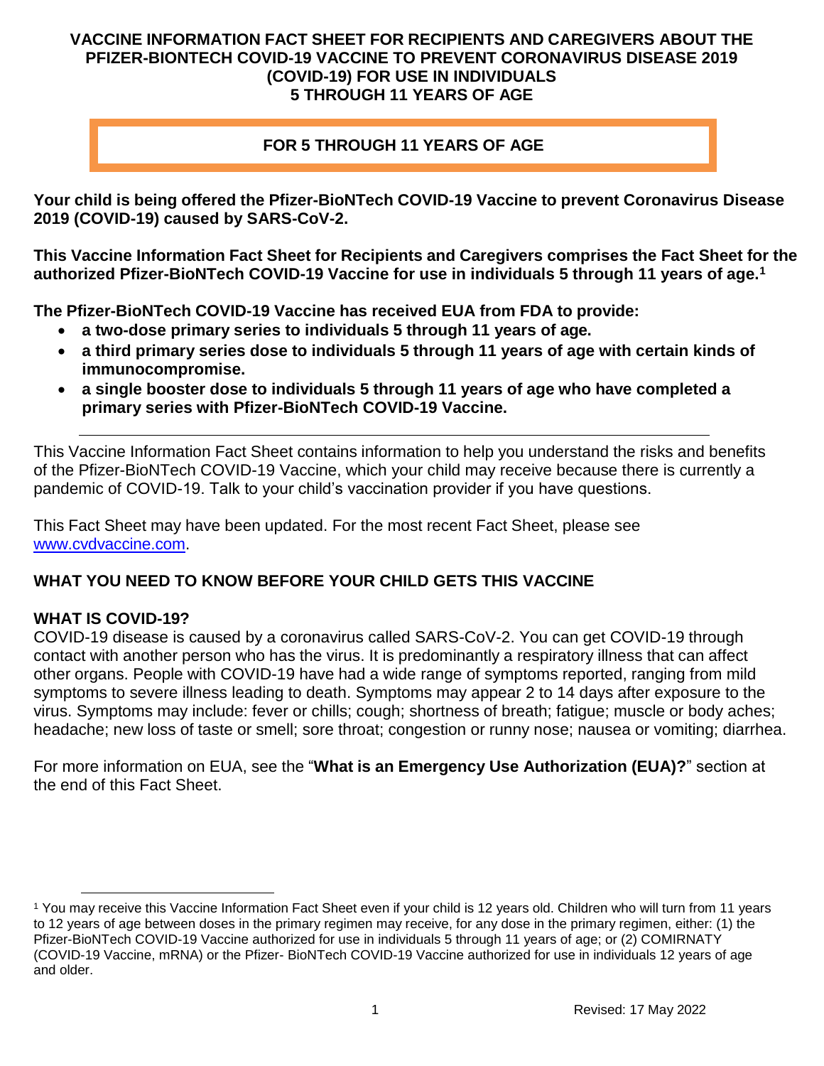# VACCINE INFORMATION FACT SHEET FOR RECIPIENTS AND CAREGIVERS ABOUT THE PFIZER-BIONTECH COVID-19 VACCINE TO PREVENT CORONAVIRUS DISEASE 2019 (COVID-19) FOR USE IN INDIVIDUALS 5 THROUGH 11 YEARS OF AGE

**FOR 5 THROUGH 11 YEARS OF AGE**

**Your child is being offered the Pfizer-BioNTech COVID-19 Vaccine to prevent Coronavirus Disease 2019 (COVID-19) caused by SARS-CoV-2.**

**This Vaccine Information Fact Sheet for Recipients and Caregivers comprises the Fact Sheet for the authorized Pfizer-BioNTech COVID-19 Vaccine for use in individuals 5 through 11 years of age.[1]**

**The Pfizer-BioNTech COVID-19 Vaccine has received EUA from FDA to provide:**

- **a two-dose primary series to individuals 5 through 11 years of age.**
- **a third primary series dose to individuals 5 through 11 years of age with certain kinds of immunocompromise.**
- **a single booster dose to individuals 5 through 11 years of age who have completed a primary series with Pfizer-BioNTech COVID-19 Vaccine.**

---

This Vaccine Information Fact Sheet contains information to help you understand the risks and benefits of the Pfizer-BioNTech COVID-19 Vaccine, which your child may receive because there is currently a pandemic of COVID-19. Talk to your child's vaccination provider if you have questions.

This Fact Sheet may have been updated. For the most recent Fact Sheet, please see www.cvdvaccine.com.

## WHAT YOU NEED TO KNOW BEFORE YOUR CHILD GETS THIS VACCINE

### WHAT IS COVID-19?

COVID-19 disease is caused by a coronavirus called SARS-CoV-2. You can get COVID-19 through contact with another person who has the virus. It is predominantly a respiratory illness that can affect other organs. People with COVID-19 have had a wide range of symptoms reported, ranging from mild symptoms to severe illness leading to death. Symptoms may appear 2 to 14 days after exposure to the virus. Symptoms may include: fever or chills; cough; shortness of breath; fatigue; muscle or body aches; headache; new loss of taste or smell; sore throat; congestion or runny nose; nausea or vomiting; diarrhea.

For more information on EUA, see the "**What is an Emergency Use Authorization (EUA)?**" section at the end of this Fact Sheet.

---

[1] You may receive this Vaccine Information Fact Sheet even if your child is 12 years old. Children who will turn from 11 years to 12 years of age between doses in the primary regimen may receive, for any dose in the primary regimen, either: (1) the Pfizer-BioNTech COVID-19 Vaccine authorized for use in individuals 5 through 11 years of age; or (2) COMIRNATY (COVID-19 Vaccine, mRNA) or the Pfizer- BioNTech COVID-19 Vaccine authorized for use in individuals 12 years of age and older.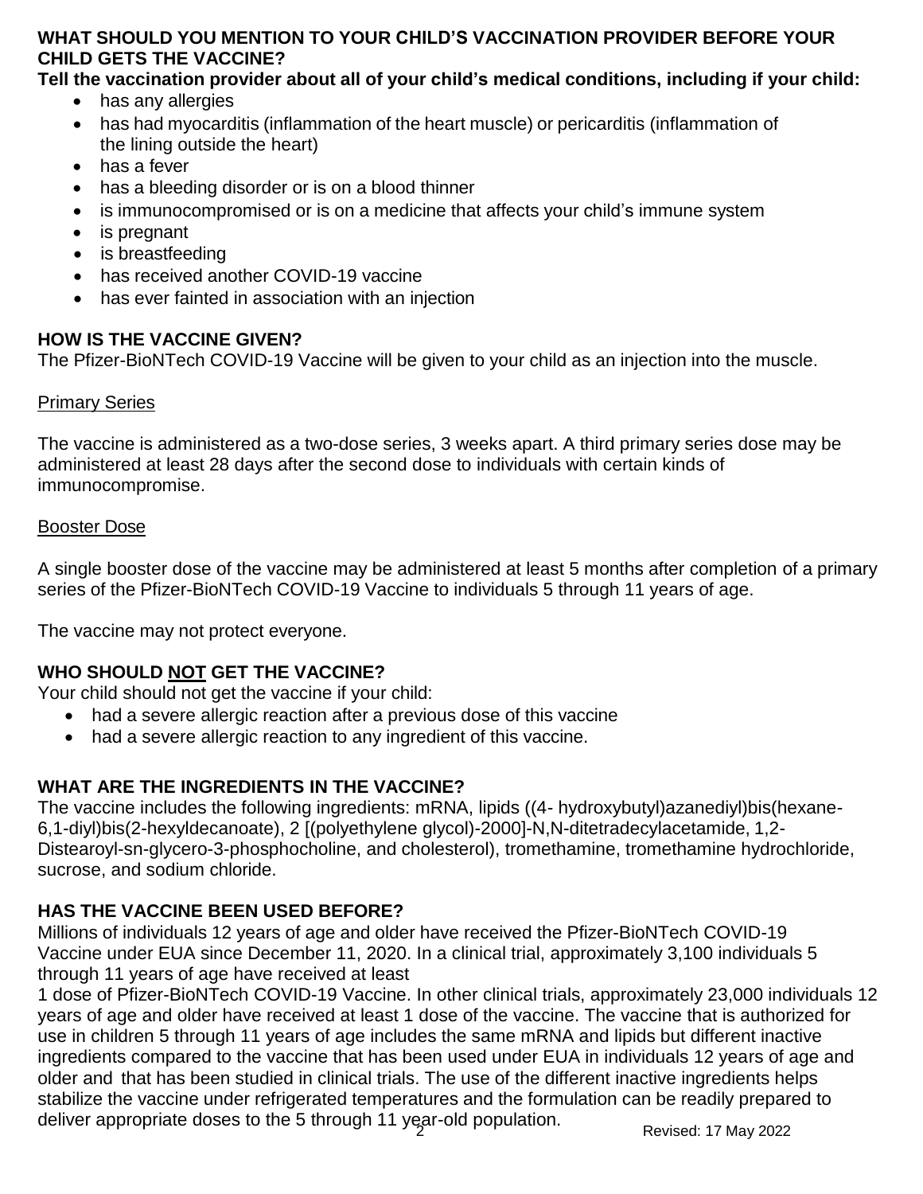## WHAT SHOULD YOU MENTION TO YOUR CHILD'S VACCINATION PROVIDER BEFORE YOUR CHILD GETS THE VACCINE?

**Tell the vaccination provider about all of your child's medical conditions, including if your child:**

- has any allergies
- has had myocarditis (inflammation of the heart muscle) or pericarditis (inflammation of the lining outside the heart)
- has a fever
- has a bleeding disorder or is on a blood thinner
- is immunocompromised or is on a medicine that affects your child's immune system
- is pregnant
- is breastfeeding
- has received another COVID-19 vaccine
- has ever fainted in association with an injection

## HOW IS THE VACCINE GIVEN?

The Pfizer-BioNTech COVID-19 Vaccine will be given to your child as an injection into the muscle.

### Primary Series

The vaccine is administered as a two-dose series, 3 weeks apart. A third primary series dose may be administered at least 28 days after the second dose to individuals with certain kinds of immunocompromise.

### Booster Dose

A single booster dose of the vaccine may be administered at least 5 months after completion of a primary series of the Pfizer-BioNTech COVID-19 Vaccine to individuals 5 through 11 years of age.

The vaccine may not protect everyone.

## WHO SHOULD NOT GET THE VACCINE?

Your child should not get the vaccine if your child:

- had a severe allergic reaction after a previous dose of this vaccine
- had a severe allergic reaction to any ingredient of this vaccine.

## WHAT ARE THE INGREDIENTS IN THE VACCINE?

The vaccine includes the following ingredients: mRNA, lipids ((4- hydroxybutyl)azanediyl)bis(hexane-6,1-diyl)bis(2-hexyldecanoate), 2 [(polyethylene glycol)-2000]-N,N-ditetradecylacetamide, 1,2-Distearoyl-sn-glycero-3-phosphocholine, and cholesterol), tromethamine, tromethamine hydrochloride, sucrose, and sodium chloride.

## HAS THE VACCINE BEEN USED BEFORE?

Millions of individuals 12 years of age and older have received the Pfizer-BioNTech COVID-19 Vaccine under EUA since December 11, 2020. In a clinical trial, approximately 3,100 individuals 5 through 11 years of age have received at least 1 dose of Pfizer-BioNTech COVID-19 Vaccine. In other clinical trials, approximately 23,000 individuals 12 years of age and older have received at least 1 dose of the vaccine. The vaccine that is authorized for use in children 5 through 11 years of age includes the same mRNA and lipids but different inactive ingredients compared to the vaccine that has been used under EUA in individuals 12 years of age and older and that has been studied in clinical trials. The use of the different inactive ingredients helps stabilize the vaccine under refrigerated temperatures and the formulation can be readily prepared to deliver appropriate doses to the 5 through 11 year-old population.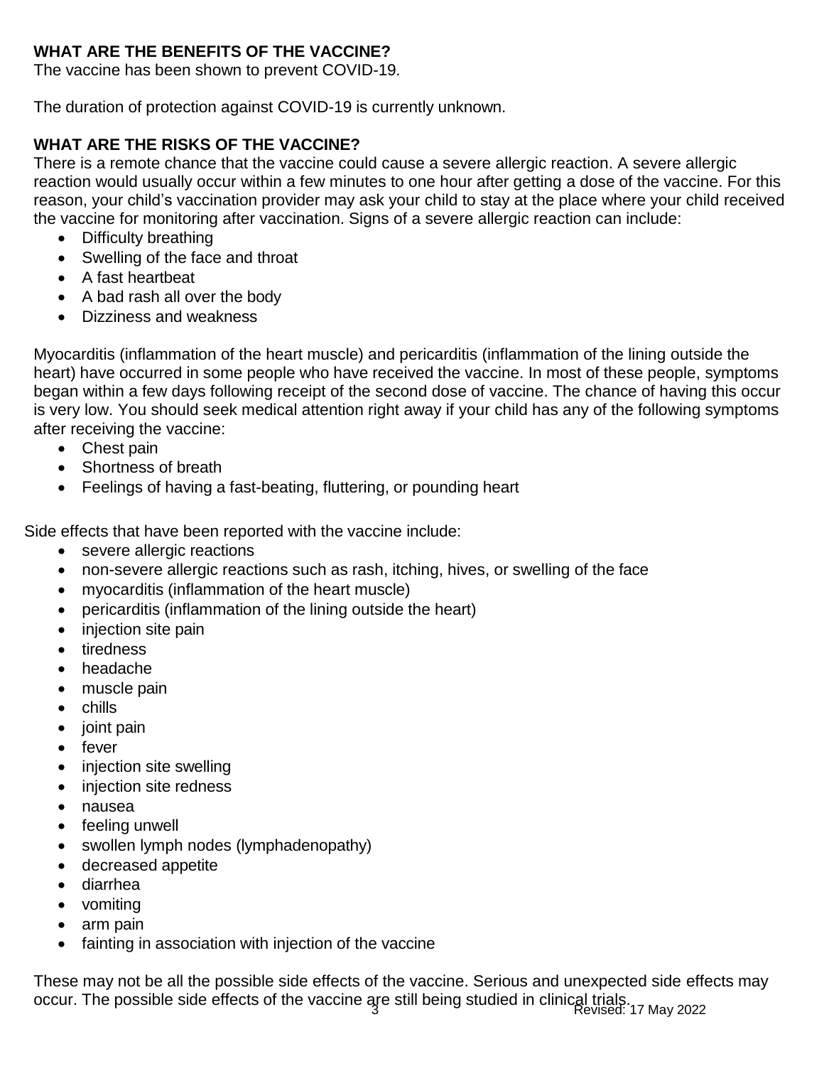## WHAT ARE THE BENEFITS OF THE VACCINE?

The vaccine has been shown to prevent COVID-19.

The duration of protection against COVID-19 is currently unknown.

## WHAT ARE THE RISKS OF THE VACCINE?

There is a remote chance that the vaccine could cause a severe allergic reaction. A severe allergic reaction would usually occur within a few minutes to one hour after getting a dose of the vaccine. For this reason, your child's vaccination provider may ask your child to stay at the place where your child received the vaccine for monitoring after vaccination. Signs of a severe allergic reaction can include:

- Difficulty breathing
- Swelling of the face and throat
- A fast heartbeat
- A bad rash all over the body
- Dizziness and weakness

Myocarditis (inflammation of the heart muscle) and pericarditis (inflammation of the lining outside the heart) have occurred in some people who have received the vaccine. In most of these people, symptoms began within a few days following receipt of the second dose of vaccine. The chance of having this occur is very low. You should seek medical attention right away if your child has any of the following symptoms after receiving the vaccine:

- Chest pain
- Shortness of breath
- Feelings of having a fast-beating, fluttering, or pounding heart

Side effects that have been reported with the vaccine include:

- severe allergic reactions
- non-severe allergic reactions such as rash, itching, hives, or swelling of the face
- myocarditis (inflammation of the heart muscle)
- pericarditis (inflammation of the lining outside the heart)
- injection site pain
- tiredness
- headache
- muscle pain
- chills
- joint pain
- fever
- injection site swelling
- injection site redness
- nausea
- feeling unwell
- swollen lymph nodes (lymphadenopathy)
- decreased appetite
- diarrhea
- vomiting
- arm pain
- fainting in association with injection of the vaccine

These may not be all the possible side effects of the vaccine. Serious and unexpected side effects may occur. The possible side effects of the vaccine are still being studied in clinical trials.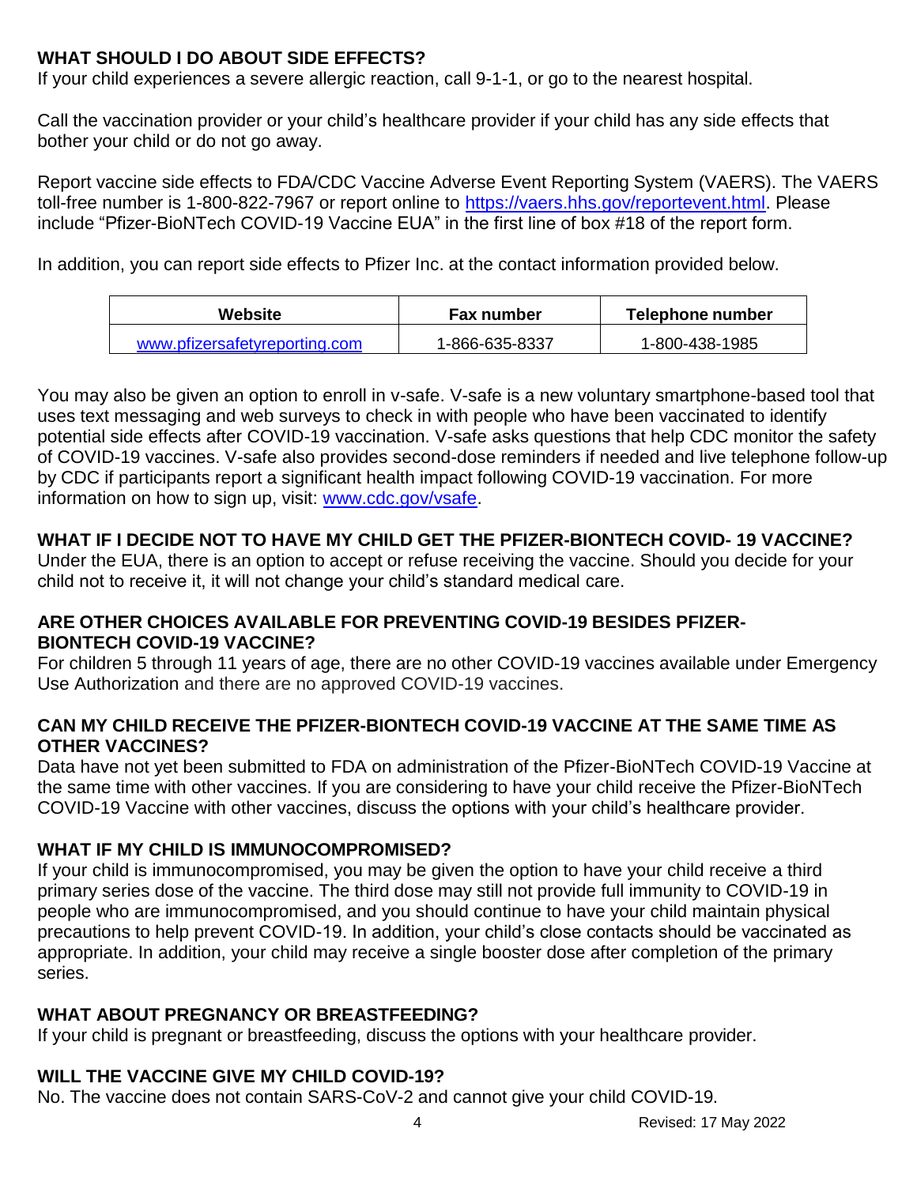## WHAT SHOULD I DO ABOUT SIDE EFFECTS?

If your child experiences a severe allergic reaction, call 9-1-1, or go to the nearest hospital.

Call the vaccination provider or your child's healthcare provider if your child has any side effects that bother your child or do not go away.

Report vaccine side effects to FDA/CDC Vaccine Adverse Event Reporting System (VAERS). The VAERS toll-free number is 1-800-822-7967 or report online to https://vaers.hhs.gov/reportevent.html. Please include "Pfizer-BioNTech COVID-19 Vaccine EUA" in the first line of box #18 of the report form.

In addition, you can report side effects to Pfizer Inc. at the contact information provided below.

| Website | Fax number | Telephone number |
|---|---|---|
| www.pfizersafetyreporting.com | 1-866-635-8337 | 1-800-438-1985 |

You may also be given an option to enroll in v-safe. V-safe is a new voluntary smartphone-based tool that uses text messaging and web surveys to check in with people who have been vaccinated to identify potential side effects after COVID-19 vaccination. V-safe asks questions that help CDC monitor the safety of COVID-19 vaccines. V-safe also provides second-dose reminders if needed and live telephone follow-up by CDC if participants report a significant health impact following COVID-19 vaccination. For more information on how to sign up, visit: www.cdc.gov/vsafe.

## WHAT IF I DECIDE NOT TO HAVE MY CHILD GET THE PFIZER-BIONTECH COVID- 19 VACCINE?

Under the EUA, there is an option to accept or refuse receiving the vaccine. Should you decide for your child not to receive it, it will not change your child's standard medical care.

## ARE OTHER CHOICES AVAILABLE FOR PREVENTING COVID-19 BESIDES PFIZER-BIONTECH COVID-19 VACCINE?

For children 5 through 11 years of age, there are no other COVID-19 vaccines available under Emergency Use Authorization and there are no approved COVID-19 vaccines.

## CAN MY CHILD RECEIVE THE PFIZER-BIONTECH COVID-19 VACCINE AT THE SAME TIME AS OTHER VACCINES?

Data have not yet been submitted to FDA on administration of the Pfizer-BioNTech COVID-19 Vaccine at the same time with other vaccines. If you are considering to have your child receive the Pfizer-BioNTech COVID-19 Vaccine with other vaccines, discuss the options with your child's healthcare provider.

## WHAT IF MY CHILD IS IMMUNOCOMPROMISED?

If your child is immunocompromised, you may be given the option to have your child receive a third primary series dose of the vaccine. The third dose may still not provide full immunity to COVID-19 in people who are immunocompromised, and you should continue to have your child maintain physical precautions to help prevent COVID-19. In addition, your child's close contacts should be vaccinated as appropriate. In addition, your child may receive a single booster dose after completion of the primary series.

## WHAT ABOUT PREGNANCY OR BREASTFEEDING?

If your child is pregnant or breastfeeding, discuss the options with your healthcare provider.

## WILL THE VACCINE GIVE MY CHILD COVID-19?

No. The vaccine does not contain SARS-CoV-2 and cannot give your child COVID-19.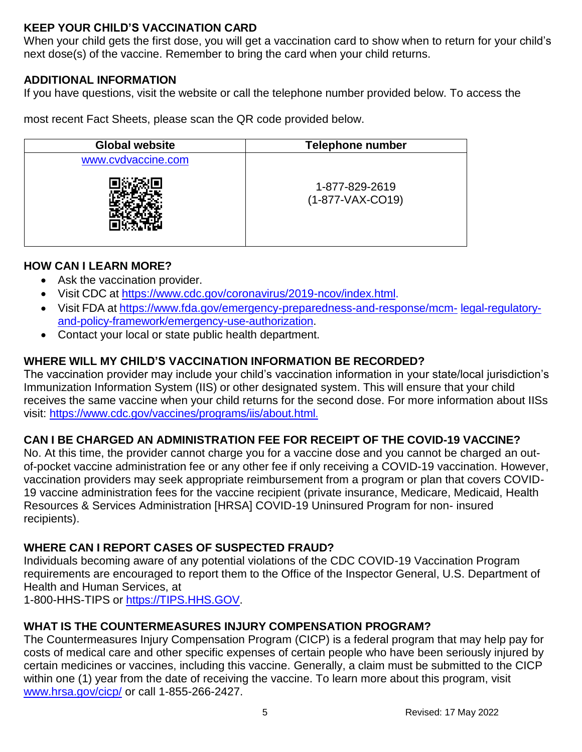## KEEP YOUR CHILD'S VACCINATION CARD

When your child gets the first dose, you will get a vaccination card to show when to return for your child's next dose(s) of the vaccine. Remember to bring the card when your child returns.

## ADDITIONAL INFORMATION

If you have questions, visit the website or call the telephone number provided below. To access the most recent Fact Sheets, please scan the QR code provided below.

| Global website | Telephone number |
|---|---|
| www.cvdvaccine.com | 1-877-829-2619 (1-877-VAX-CO19) |

## HOW CAN I LEARN MORE?

- Ask the vaccination provider.
- Visit CDC at https://www.cdc.gov/coronavirus/2019-ncov/index.html.
- Visit FDA at https://www.fda.gov/emergency-preparedness-and-response/mcm- legal-regulatory-and-policy-framework/emergency-use-authorization.
- Contact your local or state public health department.

## WHERE WILL MY CHILD'S VACCINATION INFORMATION BE RECORDED?

The vaccination provider may include your child's vaccination information in your state/local jurisdiction's Immunization Information System (IIS) or other designated system. This will ensure that your child receives the same vaccine when your child returns for the second dose. For more information about IISs visit: https://www.cdc.gov/vaccines/programs/iis/about.html.

## CAN I BE CHARGED AN ADMINISTRATION FEE FOR RECEIPT OF THE COVID-19 VACCINE?

No. At this time, the provider cannot charge you for a vaccine dose and you cannot be charged an out-of-pocket vaccine administration fee or any other fee if only receiving a COVID-19 vaccination. However, vaccination providers may seek appropriate reimbursement from a program or plan that covers COVID-19 vaccine administration fees for the vaccine recipient (private insurance, Medicare, Medicaid, Health Resources & Services Administration [HRSA] COVID-19 Uninsured Program for non- insured recipients).

## WHERE CAN I REPORT CASES OF SUSPECTED FRAUD?

Individuals becoming aware of any potential violations of the CDC COVID-19 Vaccination Program requirements are encouraged to report them to the Office of the Inspector General, U.S. Department of Health and Human Services, at
1-800-HHS-TIPS or https://TIPS.HHS.GOV.

## WHAT IS THE COUNTERMEASURES INJURY COMPENSATION PROGRAM?

The Countermeasures Injury Compensation Program (CICP) is a federal program that may help pay for costs of medical care and other specific expenses of certain people who have been seriously injured by certain medicines or vaccines, including this vaccine. Generally, a claim must be submitted to the CICP within one (1) year from the date of receiving the vaccine. To learn more about this program, visit www.hrsa.gov/cicp/ or call 1-855-266-2427.

Revised: 17 May 2022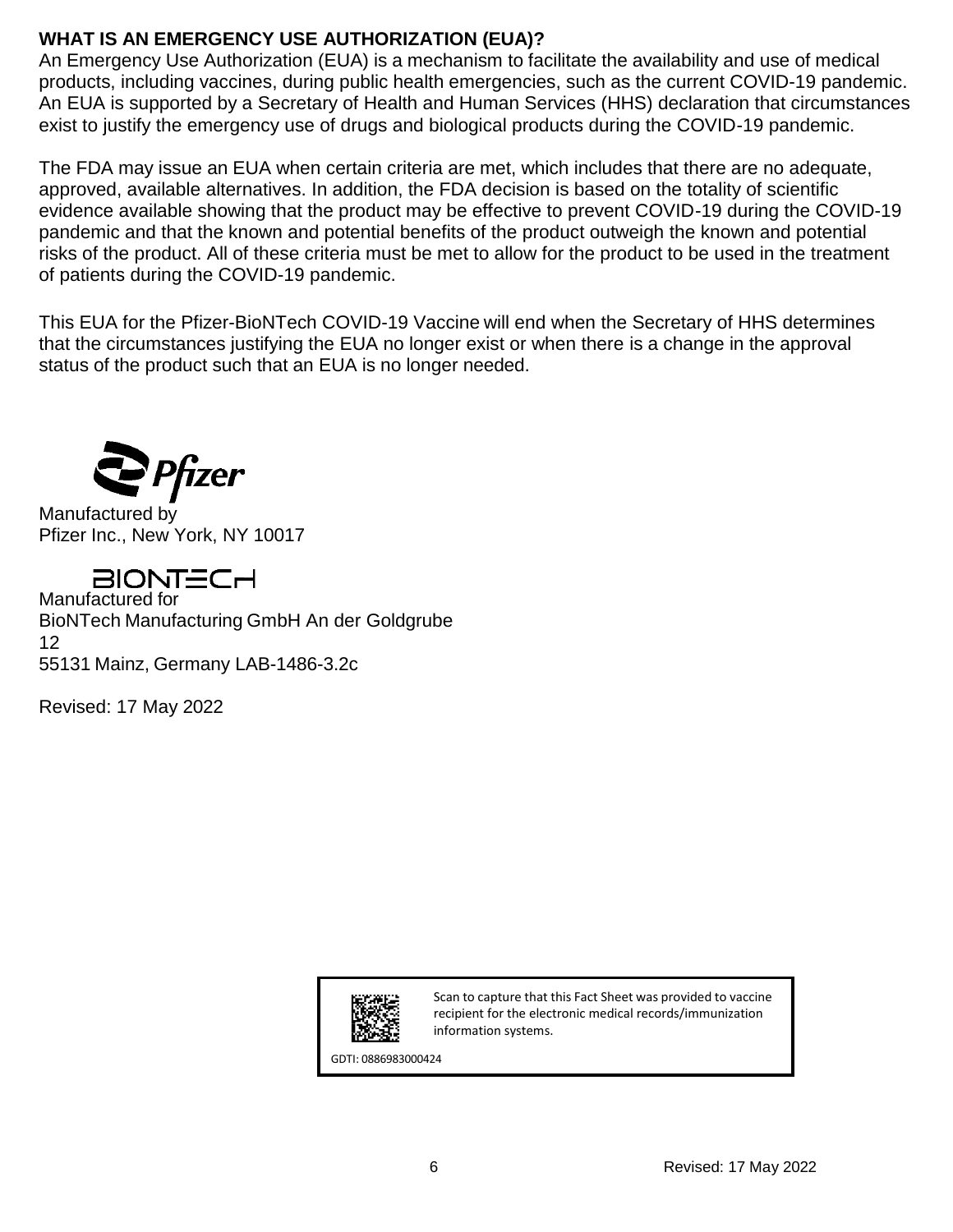**WHAT IS AN EMERGENCY USE AUTHORIZATION (EUA)?**

An Emergency Use Authorization (EUA) is a mechanism to facilitate the availability and use of medical products, including vaccines, during public health emergencies, such as the current COVID-19 pandemic. An EUA is supported by a Secretary of Health and Human Services (HHS) declaration that circumstances exist to justify the emergency use of drugs and biological products during the COVID-19 pandemic.

The FDA may issue an EUA when certain criteria are met, which includes that there are no adequate, approved, available alternatives. In addition, the FDA decision is based on the totality of scientific evidence available showing that the product may be effective to prevent COVID-19 during the COVID-19 pandemic and that the known and potential benefits of the product outweigh the known and potential risks of the product. All of these criteria must be met to allow for the product to be used in the treatment of patients during the COVID-19 pandemic.

This EUA for the Pfizer-BioNTech COVID-19 Vaccine will end when the Secretary of HHS determines that the circumstances justifying the EUA no longer exist or when there is a change in the approval status of the product such that an EUA is no longer needed.

Pfizer

Manufactured by
Pfizer Inc., New York, NY 10017

BIONTECH

Manufactured for
BioNTech Manufacturing GmbH An der Goldgrube 12
55131 Mainz, Germany LAB-1486-3.2c

Revised: 17 May 2022

Scan to capture that this Fact Sheet was provided to vaccine recipient for the electronic medical records/immunization information systems.

GDTI: 0886983000424